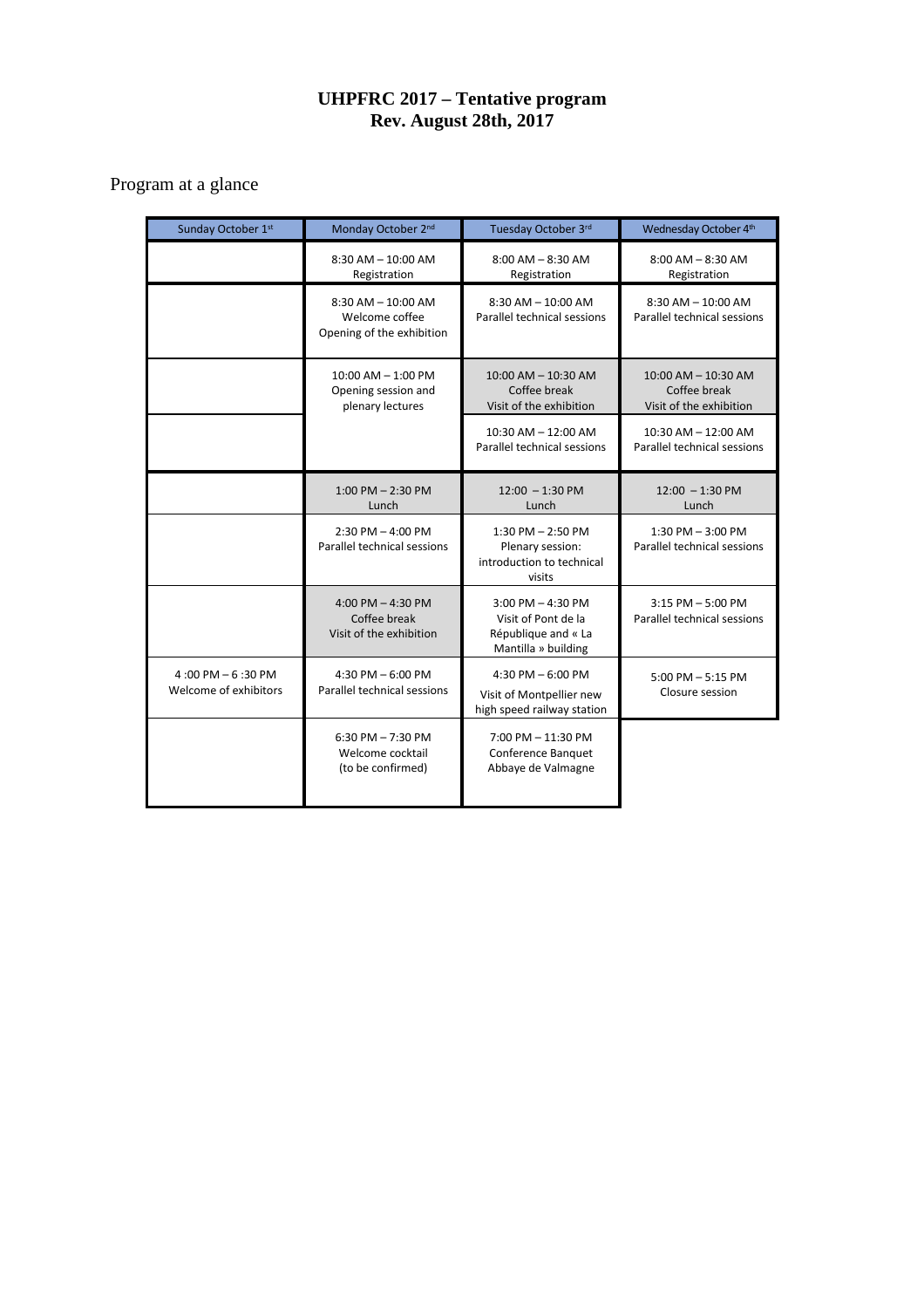# UHPFRC 2017 – Tentative program
# Rev. August 28th, 2017

## Program at a glance

| Sunday October 1st | Monday October 2nd | Tuesday October 3rd | Wednesday October 4th |
|---|---|---|---|
| | 8:30 AM – 10:00 AM Registration | 8:00 AM – 8:30 AM Registration | 8:00 AM – 8:30 AM Registration |
| | 8:30 AM – 10:00 AM Welcome coffee Opening of the exhibition | 8:30 AM – 10:00 AM Parallel technical sessions | 8:30 AM – 10:00 AM Parallel technical sessions |
| | 10:00 AM – 1:00 PM Opening session and plenary lectures | 10:00 AM – 10:30 AM Coffee break Visit of the exhibition | 10:00 AM – 10:30 AM Coffee break Visit of the exhibition |
| | | 10:30 AM – 12:00 AM Parallel technical sessions | 10:30 AM – 12:00 AM Parallel technical sessions |
| | 1:00 PM – 2:30 PM Lunch | 12:00 – 1:30 PM Lunch | 12:00 – 1:30 PM Lunch |
| | 2:30 PM – 4:00 PM Parallel technical sessions | 1:30 PM – 2:50 PM Plenary session: introduction to technical visits | 1:30 PM – 3:00 PM Parallel technical sessions |
| | 4:00 PM – 4:30 PM Coffee break Visit of the exhibition | 3:00 PM – 4:30 PM Visit of Pont de la République and « La Mantilla » building | 3:15 PM – 5:00 PM Parallel technical sessions |
| 4 :00 PM – 6 :30 PM Welcome of exhibitors | 4:30 PM – 6:00 PM Parallel technical sessions | 4:30 PM – 6:00 PM Visit of Montpellier new high speed railway station | 5:00 PM – 5:15 PM Closure session |
| | 6:30 PM – 7:30 PM Welcome cocktail (to be confirmed) | 7:00 PM – 11:30 PM Conference Banquet Abbaye de Valmagne | |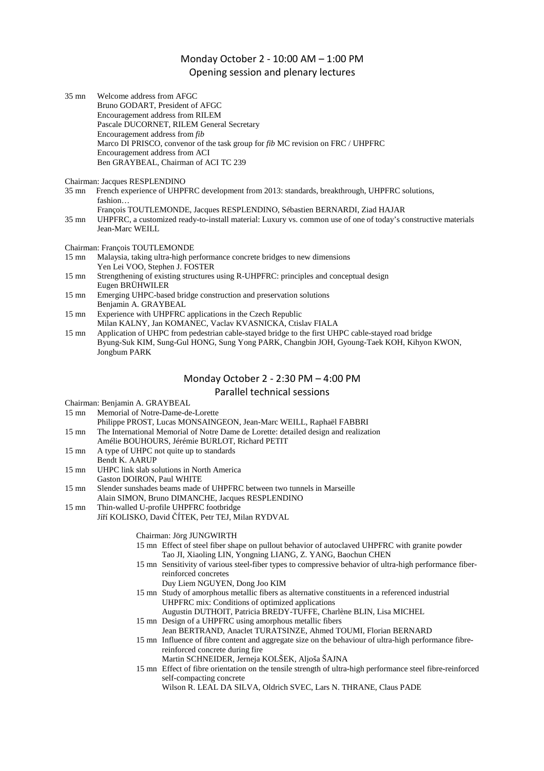## Monday October 2 - 10:00 AM – 1:00 PM
## Opening session and plenary lectures

35 mn Welcome address from AFGC
Bruno GODART, President of AFGC
Encouragement address from RILEM
Pascale DUCORNET, RILEM General Secretary
Encouragement address from *fib*
Marco DI PRISCO, convenor of the task group for *fib* MC revision on FRC / UHPFRC
Encouragement address from ACI
Ben GRAYBEAL, Chairman of ACI TC 239

Chairman: Jacques RESPLENDINO

35 mn French experience of UHPFRC development from 2013: standards, breakthrough, UHPFRC solutions, fashion…
François TOUTLEMONDE, Jacques RESPLENDINO, Sébastien BERNARDI, Ziad HAJAR

35 mn UHPFRC, a customized ready-to-install material: Luxury vs. common use of one of today's constructive materials
Jean-Marc WEILL

Chairman: François TOUTLEMONDE

15 mn Malaysia, taking ultra-high performance concrete bridges to new dimensions
Yen Lei VOO, Stephen J. FOSTER

15 mn Strengthening of existing structures using R-UHPFRC: principles and conceptual design
Eugen BRÜHWILER

15 mn Emerging UHPC-based bridge construction and preservation solutions
Benjamin A. GRAYBEAL

15 mn Experience with UHPFRC applications in the Czech Republic
Milan KALNY, Jan KOMANEC, Vaclav KVASNICKA, Ctislav FIALA

15 mn Application of UHPC from pedestrian cable-stayed bridge to the first UHPC cable-stayed road bridge
Byung-Suk KIM, Sung-Gul HONG, Sung Yong PARK, Changbin JOH, Gyoung-Taek KOH, Kihyon KWON, Jongbum PARK

## Monday October 2 - 2:30 PM – 4:00 PM
## Parallel technical sessions

Chairman: Benjamin A. GRAYBEAL

15 mn Memorial of Notre-Dame-de-Lorette
Philippe PROST, Lucas MONSAINGEON, Jean-Marc WEILL, Raphaël FABBRI

15 mn The International Memorial of Notre Dame de Lorette: detailed design and realization
Amélie BOUHOURS, Jérémie BURLOT, Richard PETIT

15 mn A type of UHPC not quite up to standards
Bendt K. AARUP

15 mn UHPC link slab solutions in North America
Gaston DOIRON, Paul WHITE

15 mn Slender sunshades beams made of UHPFRC between two tunnels in Marseille
Alain SIMON, Bruno DIMANCHE, Jacques RESPLENDINO

15 mn Thin-walled U-profile UHPFRC footbridge
Jiří KOLISKO, David ČÍTEK, Petr TEJ, Milan RYDVAL

Chairman: Jörg JUNGWIRTH

15 mn Effect of steel fiber shape on pullout behavior of autoclaved UHPFRC with granite powder
Tao JI, Xiaoling LIN, Yongning LIANG, Z. YANG, Baochun CHEN

15 mn Sensitivity of various steel-fiber types to compressive behavior of ultra-high performance fiber-reinforced concretes
Duy Liem NGUYEN, Dong Joo KIM

15 mn Study of amorphous metallic fibers as alternative constituents in a referenced industrial UHPFRC mix: Conditions of optimized applications
Augustin DUTHOIT, Patricia BREDY-TUFFE, Charlène BLIN, Lisa MICHEL

15 mn Design of a UHPFRC using amorphous metallic fibers
Jean BERTRAND, Anaclet TURATSINZE, Ahmed TOUMI, Florian BERNARD

15 mn Influence of fibre content and aggregate size on the behaviour of ultra-high performance fibre-reinforced concrete during fire
Martin SCHNEIDER, Jerneja KOLŠEK, Aljoša ŠAJNA

15 mn Effect of fibre orientation on the tensile strength of ultra-high performance steel fibre-reinforced self-compacting concrete
Wilson R. LEAL DA SILVA, Oldrich SVEC, Lars N. THRANE, Claus PADE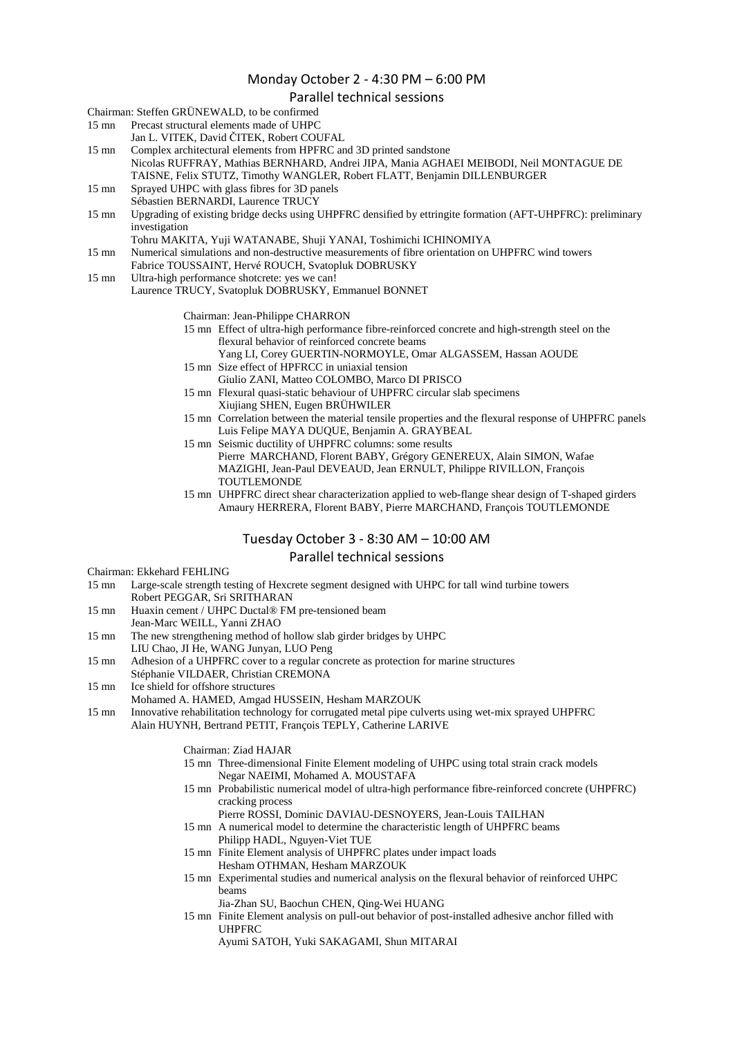## Monday October 2 - 4:30 PM – 6:00 PM

### Parallel technical sessions

Chairman: Steffen GRÜNEWALD, to be confirmed

15 mn Precast structural elements made of UHPC
Jan L. VITEK, David ČITEK, Robert COUFAL

15 mn Complex architectural elements from HPFRC and 3D printed sandstone
Nicolas RUFFRAY, Mathias BERNHARD, Andrei JIPA, Mania AGHAEI MEIBODI, Neil MONTAGUE DE TAISNE, Felix STUTZ, Timothy WANGLER, Robert FLATT, Benjamin DILLENBURGER

15 mn Sprayed UHPC with glass fibres for 3D panels
Sébastien BERNARDI, Laurence TRUCY

15 mn Upgrading of existing bridge decks using UHPFRC densified by ettringite formation (AFT-UHPFRC): preliminary investigation
Tohru MAKITA, Yuji WATANABE, Shuji YANAI, Toshimichi ICHINOMIYA

15 mn Numerical simulations and non-destructive measurements of fibre orientation on UHPFRC wind towers
Fabrice TOUSSAINT, Hervé ROUCH, Svatopluk DOBRUSKY

15 mn Ultra-high performance shotcrete: yes we can!
Laurence TRUCY, Svatopluk DOBRUSKY, Emmanuel BONNET

Chairman: Jean-Philippe CHARRON

15 mn Effect of ultra-high performance fibre-reinforced concrete and high-strength steel on the flexural behavior of reinforced concrete beams
Yang LI, Corey GUERTIN-NORMOYLE, Omar ALGASSEM, Hassan AOUDE

15 mn Size effect of HPFRCC in uniaxial tension
Giulio ZANI, Matteo COLOMBO, Marco DI PRISCO

15 mn Flexural quasi-static behaviour of UHPFRC circular slab specimens
Xiujiang SHEN, Eugen BRÜHWILER

15 mn Correlation between the material tensile properties and the flexural response of UHPFRC panels
Luis Felipe MAYA DUQUE, Benjamin A. GRAYBEAL

15 mn Seismic ductility of UHPFRC columns: some results
Pierre MARCHAND, Florent BABY, Grégory GENEREUX, Alain SIMON, Wafae MAZIGHI, Jean-Paul DEVEAUD, Jean ERNULT, Philippe RIVILLON, François TOUTLEMONDE

15 mn UHPFRC direct shear characterization applied to web-flange shear design of T-shaped girders
Amaury HERRERA, Florent BABY, Pierre MARCHAND, François TOUTLEMONDE

## Tuesday October 3 - 8:30 AM – 10:00 AM

### Parallel technical sessions

Chairman: Ekkehard FEHLING

15 mn Large-scale strength testing of Hexcrete segment designed with UHPC for tall wind turbine towers
Robert PEGGAR, Sri SRITHARAN

15 mn Huaxin cement / UHPC Ductal® FM pre-tensioned beam
Jean-Marc WEILL, Yanni ZHAO

15 mn The new strengthening method of hollow slab girder bridges by UHPC
LIU Chao, JI He, WANG Junyan, LUO Peng

15 mn Adhesion of a UHPFRC cover to a regular concrete as protection for marine structures
Stéphanie VILDAER, Christian CREMONA

15 mn Ice shield for offshore structures
Mohamed A. HAMED, Amgad HUSSEIN, Hesham MARZOUK

15 mn Innovative rehabilitation technology for corrugated metal pipe culverts using wet-mix sprayed UHPFRC
Alain HUYNH, Bertrand PETIT, François TEPLY, Catherine LARIVE

Chairman: Ziad HAJAR

15 mn Three-dimensional Finite Element modeling of UHPC using total strain crack models
Negar NAEIMI, Mohamed A. MOUSTAFA

15 mn Probabilistic numerical model of ultra-high performance fibre-reinforced concrete (UHPFRC) cracking process
Pierre ROSSI, Dominic DAVIAU-DESNOYERS, Jean-Louis TAILHAN

15 mn A numerical model to determine the characteristic length of UHPFRC beams
Philipp HADL, Nguyen-Viet TUE

15 mn Finite Element analysis of UHPFRC plates under impact loads
Hesham OTHMAN, Hesham MARZOUK

15 mn Experimental studies and numerical analysis on the flexural behavior of reinforced UHPC beams
Jia-Zhan SU, Baochun CHEN, Qing-Wei HUANG

15 mn Finite Element analysis on pull-out behavior of post-installed adhesive anchor filled with UHPFRC
Ayumi SATOH, Yuki SAKAGAMI, Shun MITARAI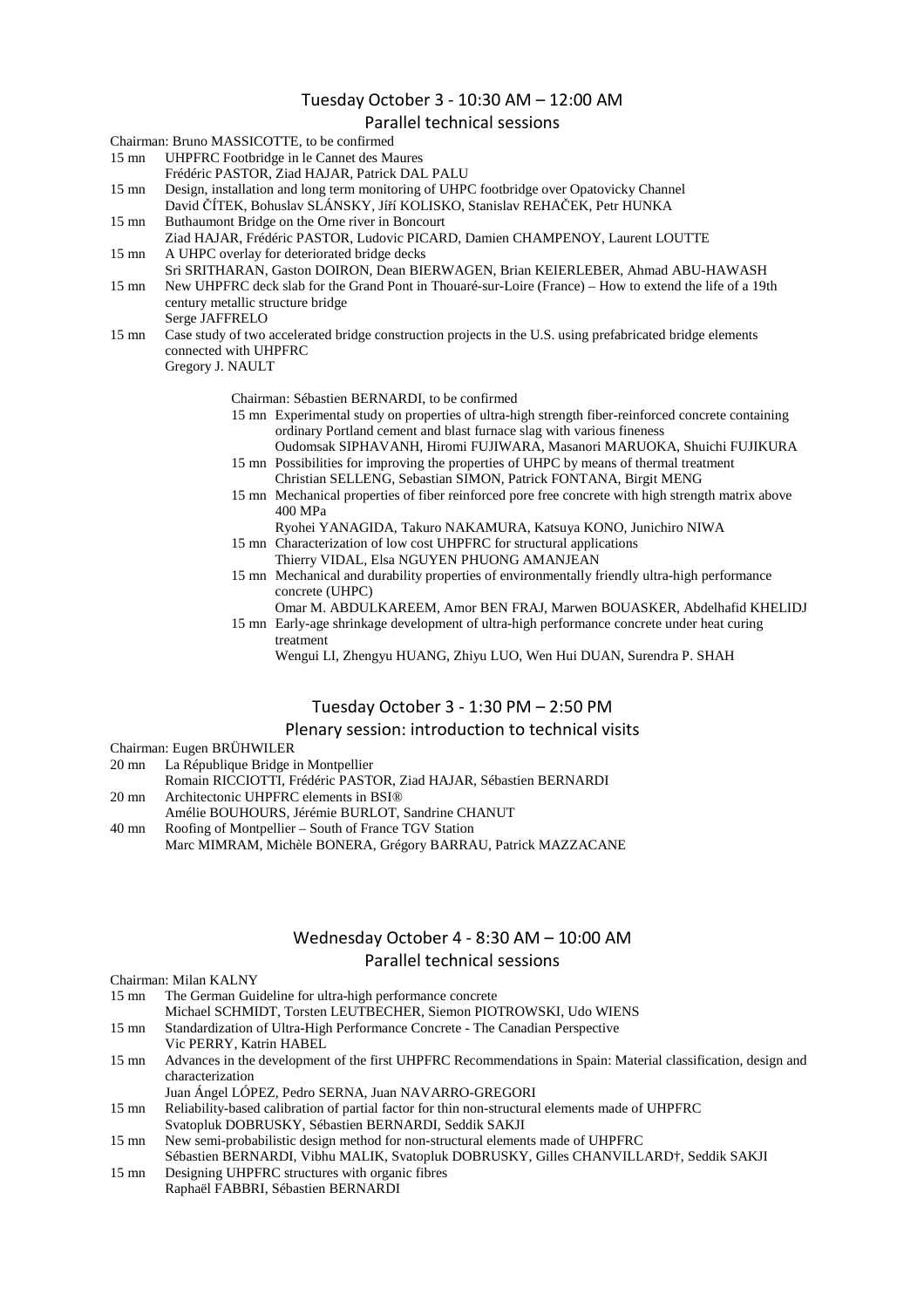## Tuesday October 3 - 10:30 AM – 12:00 AM

### Parallel technical sessions

Chairman: Bruno MASSICOTTE, to be confirmed

- 15 mn UHPFRC Footbridge in le Cannet des Maures
  Frédéric PASTOR, Ziad HAJAR, Patrick DAL PALU
- 15 mn Design, installation and long term monitoring of UHPC footbridge over Opatovicky Channel
  David ČÍTEK, Bohuslav SLÁNSKY, Jiří KOLISKO, Stanislav REHAČEK, Petr HUNKA
- 15 mn Buthaumont Bridge on the Orne river in Boncourt
  Ziad HAJAR, Frédéric PASTOR, Ludovic PICARD, Damien CHAMPENOY, Laurent LOUTTE
- 15 mn A UHPC overlay for deteriorated bridge decks
  Sri SRITHARAN, Gaston DOIRON, Dean BIERWAGEN, Brian KEIERLEBER, Ahmad ABU-HAWASH
- 15 mn New UHPFRC deck slab for the Grand Pont in Thouaré-sur-Loire (France) – How to extend the life of a 19th century metallic structure bridge
  Serge JAFFRELO
- 15 mn Case study of two accelerated bridge construction projects in the U.S. using prefabricated bridge elements connected with UHPFRC
  Gregory J. NAULT

Chairman: Sébastien BERNARDI, to be confirmed

- 15 mn Experimental study on properties of ultra-high strength fiber-reinforced concrete containing ordinary Portland cement and blast furnace slag with various fineness
  Oudomsak SIPHAVANH, Hiromi FUJIWARA, Masanori MARUOKA, Shuichi FUJIKURA
- 15 mn Possibilities for improving the properties of UHPC by means of thermal treatment
  Christian SELLENG, Sebastian SIMON, Patrick FONTANA, Birgit MENG
- 15 mn Mechanical properties of fiber reinforced pore free concrete with high strength matrix above 400 MPa
  Ryohei YANAGIDA, Takuro NAKAMURA, Katsuya KONO, Junichiro NIWA
- 15 mn Characterization of low cost UHPFRC for structural applications
  Thierry VIDAL, Elsa NGUYEN PHUONG AMANJEAN
- 15 mn Mechanical and durability properties of environmentally friendly ultra-high performance concrete (UHPC)
  Omar M. ABDULKAREEM, Amor BEN FRAJ, Marwen BOUASKER, Abdelhafid KHELIDJ
- 15 mn Early-age shrinkage development of ultra-high performance concrete under heat curing treatment
  Wengui LI, Zhengyu HUANG, Zhiyu LUO, Wen Hui DUAN, Surendra P. SHAH

## Tuesday October 3 - 1:30 PM – 2:50 PM

### Plenary session: introduction to technical visits

Chairman: Eugen BRÜHWILER

- 20 mn La République Bridge in Montpellier
  Romain RICCIOTTI, Frédéric PASTOR, Ziad HAJAR, Sébastien BERNARDI
- 20 mn Architectonic UHPFRC elements in BSI®
  Amélie BOUHOURS, Jérémie BURLOT, Sandrine CHANUT
- 40 mn Roofing of Montpellier – South of France TGV Station
  Marc MIMRAM, Michèle BONERA, Grégory BARRAU, Patrick MAZZACANE

## Wednesday October 4 - 8:30 AM – 10:00 AM

### Parallel technical sessions

Chairman: Milan KALNY

- 15 mn The German Guideline for ultra-high performance concrete
  Michael SCHMIDT, Torsten LEUTBECHER, Siemon PIOTROWSKI, Udo WIENS
- 15 mn Standardization of Ultra-High Performance Concrete - The Canadian Perspective
  Vic PERRY, Katrin HABEL
- 15 mn Advances in the development of the first UHPFRC Recommendations in Spain: Material classification, design and characterization
  Juan Ángel LÓPEZ, Pedro SERNA, Juan NAVARRO-GREGORI
- 15 mn Reliability-based calibration of partial factor for thin non-structural elements made of UHPFRC
  Svatopluk DOBRUSKY, Sébastien BERNARDI, Seddik SAKJI
- 15 mn New semi-probabilistic design method for non-structural elements made of UHPFRC
  Sébastien BERNARDI, Vibhu MALIK, Svatopluk DOBRUSKY, Gilles CHANVILLARD†, Seddik SAKJI
- 15 mn Designing UHPFRC structures with organic fibres
  Raphaël FABBRI, Sébastien BERNARDI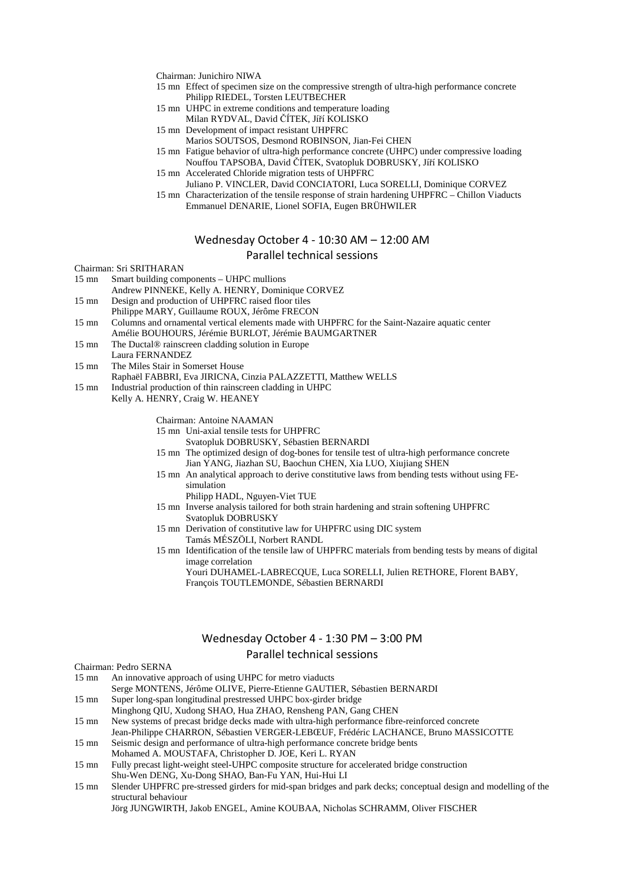Chairman: Junichiro NIWA

- 15 mn Effect of specimen size on the compressive strength of ultra-high performance concrete
  Philipp RIEDEL, Torsten LEUTBECHER
- 15 mn UHPC in extreme conditions and temperature loading
  Milan RYDVAL, David ČÍTEK, Jiří KOLISKO
- 15 mn Development of impact resistant UHPFRC
  Marios SOUTSOS, Desmond ROBINSON, Jian-Fei CHEN
- 15 mn Fatigue behavior of ultra-high performance concrete (UHPC) under compressive loading
  Nouffou TAPSOBA, David ČÍTEK, Svatopluk DOBRUSKY, Jiří KOLISKO
- 15 mn Accelerated Chloride migration tests of UHPFRC
  Juliano P. VINCLER, David CONCIATORI, Luca SORELLI, Dominique CORVEZ
- 15 mn Characterization of the tensile response of strain hardening UHPFRC – Chillon Viaducts
  Emmanuel DENARIE, Lionel SOFIA, Eugen BRÜHWILER

## Wednesday October 4 - 10:30 AM – 12:00 AM

### Parallel technical sessions

Chairman: Sri SRITHARAN

- 15 mn Smart building components – UHPC mullions
  Andrew PINNEKE, Kelly A. HENRY, Dominique CORVEZ
- 15 mn Design and production of UHPFRC raised floor tiles
  Philippe MARY, Guillaume ROUX, Jérôme FRECON
- 15 mn Columns and ornamental vertical elements made with UHPFRC for the Saint-Nazaire aquatic center
  Amélie BOUHOURS, Jérémie BURLOT, Jérémie BAUMGARTNER
- 15 mn The Ductal® rainscreen cladding solution in Europe
  Laura FERNANDEZ
- 15 mn The Miles Stair in Somerset House
  Raphaël FABBRI, Eva JIRICNA, Cinzia PALAZZETTI, Matthew WELLS
- 15 mn Industrial production of thin rainscreen cladding in UHPC
  Kelly A. HENRY, Craig W. HEANEY

Chairman: Antoine NAAMAN

- 15 mn Uni-axial tensile tests for UHPFRC
  Svatopluk DOBRUSKY, Sébastien BERNARDI
- 15 mn The optimized design of dog-bones for tensile test of ultra-high performance concrete
  Jian YANG, Jiazhan SU, Baochun CHEN, Xia LUO, Xiujiang SHEN
- 15 mn An analytical approach to derive constitutive laws from bending tests without using FE-simulation
  Philipp HADL, Nguyen-Viet TUE
- 15 mn Inverse analysis tailored for both strain hardening and strain softening UHPFRC
  Svatopluk DOBRUSKY
- 15 mn Derivation of constitutive law for UHPFRC using DIC system
  Tamás MÉSZÖLI, Norbert RANDL
- 15 mn Identification of the tensile law of UHPFRC materials from bending tests by means of digital image correlation
  Youri DUHAMEL-LABRECQUE, Luca SORELLI, Julien RETHORE, Florent BABY, François TOUTLEMONDE, Sébastien BERNARDI

## Wednesday October 4 - 1:30 PM – 3:00 PM

### Parallel technical sessions

Chairman: Pedro SERNA

- 15 mn An innovative approach of using UHPC for metro viaducts
  Serge MONTENS, Jérôme OLIVE, Pierre-Etienne GAUTIER, Sébastien BERNARDI
- 15 mn Super long-span longitudinal prestressed UHPC box-girder bridge
  Minghong QIU, Xudong SHAO, Hua ZHAO, Rensheng PAN, Gang CHEN
- 15 mn New systems of precast bridge decks made with ultra-high performance fibre-reinforced concrete
  Jean-Philippe CHARRON, Sébastien VERGER-LEBŒUF, Frédéric LACHANCE, Bruno MASSICOTTE
- 15 mn Seismic design and performance of ultra-high performance concrete bridge bents
  Mohamed A. MOUSTAFA, Christopher D. JOE, Keri L. RYAN
- 15 mn Fully precast light-weight steel-UHPC composite structure for accelerated bridge construction
  Shu-Wen DENG, Xu-Dong SHAO, Ban-Fu YAN, Hui-Hui LI
- 15 mn Slender UHPFRC pre-stressed girders for mid-span bridges and park decks; conceptual design and modelling of the structural behaviour
  Jörg JUNGWIRTH, Jakob ENGEL, Amine KOUBAA, Nicholas SCHRAMM, Oliver FISCHER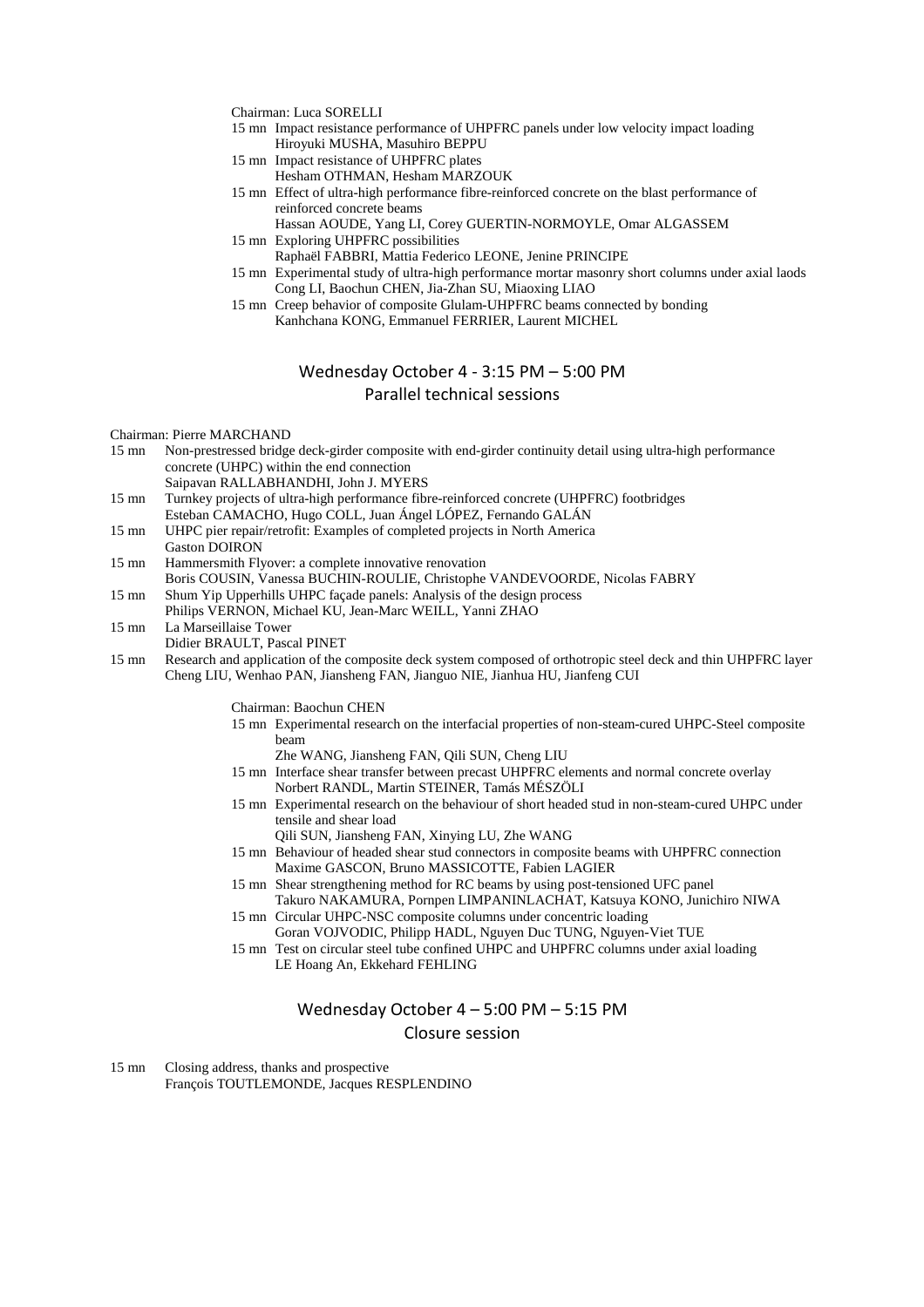Chairman: Luca SORELLI

15 mn Impact resistance performance of UHPFRC panels under low velocity impact loading
Hiroyuki MUSHA, Masuhiro BEPPU

15 mn Impact resistance of UHPFRC plates
Hesham OTHMAN, Hesham MARZOUK

15 mn Effect of ultra-high performance fibre-reinforced concrete on the blast performance of reinforced concrete beams
Hassan AOUDE, Yang LI, Corey GUERTIN-NORMOYLE, Omar ALGASSEM

15 mn Exploring UHPFRC possibilities
Raphaël FABBRI, Mattia Federico LEONE, Jenine PRINCIPE

15 mn Experimental study of ultra-high performance mortar masonry short columns under axial laods
Cong LI, Baochun CHEN, Jia-Zhan SU, Miaoxing LIAO

15 mn Creep behavior of composite Glulam-UHPFRC beams connected by bonding
Kanhchana KONG, Emmanuel FERRIER, Laurent MICHEL

## Wednesday October 4 - 3:15 PM – 5:00 PM
## Parallel technical sessions

Chairman: Pierre MARCHAND

15 mn Non-prestressed bridge deck-girder composite with end-girder continuity detail using ultra-high performance concrete (UHPC) within the end connection
Saipavan RALLABHANDHI, John J. MYERS

15 mn Turnkey projects of ultra-high performance fibre-reinforced concrete (UHPFRC) footbridges
Esteban CAMACHO, Hugo COLL, Juan Ángel LÓPEZ, Fernando GALÁN

15 mn UHPC pier repair/retrofit: Examples of completed projects in North America
Gaston DOIRON

15 mn Hammersmith Flyover: a complete innovative renovation
Boris COUSIN, Vanessa BUCHIN-ROULIE, Christophe VANDEVOORDE, Nicolas FABRY

15 mn Shum Yip Upperhills UHPC façade panels: Analysis of the design process
Philips VERNON, Michael KU, Jean-Marc WEILL, Yanni ZHAO

15 mn La Marseillaise Tower
Didier BRAULT, Pascal PINET

15 mn Research and application of the composite deck system composed of orthotropic steel deck and thin UHPFRC layer
Cheng LIU, Wenhao PAN, Jiansheng FAN, Jianguo NIE, Jianhua HU, Jianfeng CUI

Chairman: Baochun CHEN

15 mn Experimental research on the interfacial properties of non-steam-cured UHPC-Steel composite beam
Zhe WANG, Jiansheng FAN, Qili SUN, Cheng LIU

15 mn Interface shear transfer between precast UHPFRC elements and normal concrete overlay
Norbert RANDL, Martin STEINER, Tamás MÉSZÖLI

15 mn Experimental research on the behaviour of short headed stud in non-steam-cured UHPC under tensile and shear load
Qili SUN, Jiansheng FAN, Xinying LU, Zhe WANG

15 mn Behaviour of headed shear stud connectors in composite beams with UHPFRC connection
Maxime GASCON, Bruno MASSICOTTE, Fabien LAGIER

15 mn Shear strengthening method for RC beams by using post-tensioned UFC panel
Takuro NAKAMURA, Pornpen LIMPANINLACHAT, Katsuya KONO, Junichiro NIWA

15 mn Circular UHPC-NSC composite columns under concentric loading
Goran VOJVODIC, Philipp HADL, Nguyen Duc TUNG, Nguyen-Viet TUE

15 mn Test on circular steel tube confined UHPC and UHPFRC columns under axial loading
LE Hoang An, Ekkehard FEHLING

## Wednesday October 4 – 5:00 PM – 5:15 PM
## Closure session

15 mn Closing address, thanks and prospective
François TOUTLEMONDE, Jacques RESPLENDINO